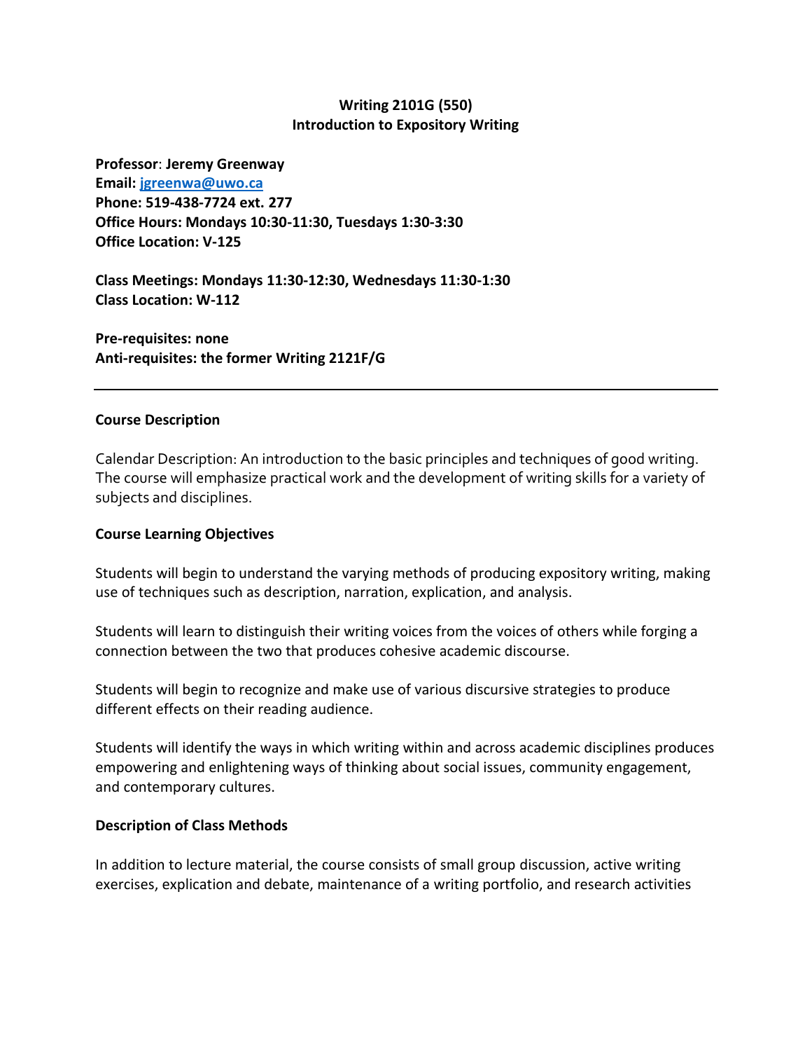**Writing 2101G (550)**
**Introduction to Expository Writing**

**Professor**: **Jeremy Greenway**
**Email: [jgreenwa@uwo.ca](mailto:jgreenwa@uwo.ca)**
**Phone: 519-438-7724 ext. 277**
**Office Hours: Mondays 10:30-11:30, Tuesdays 1:30-3:30**
**Office Location: V-125**

**Class Meetings: Mondays 11:30-12:30, Wednesdays 11:30-1:30**
**Class Location: W-112**

**Pre-requisites: none**
**Anti-requisites: the former Writing 2121F/G**

---

**Course Description**

Calendar Description: An introduction to the basic principles and techniques of good writing. The course will emphasize practical work and the development of writing skills for a variety of subjects and disciplines.

**Course Learning Objectives**

Students will begin to understand the varying methods of producing expository writing, making use of techniques such as description, narration, explication, and analysis.

Students will learn to distinguish their writing voices from the voices of others while forging a connection between the two that produces cohesive academic discourse.

Students will begin to recognize and make use of various discursive strategies to produce different effects on their reading audience.

Students will identify the ways in which writing within and across academic disciplines produces empowering and enlightening ways of thinking about social issues, community engagement, and contemporary cultures.

**Description of Class Methods**

In addition to lecture material, the course consists of small group discussion, active writing exercises, explication and debate, maintenance of a writing portfolio, and research activities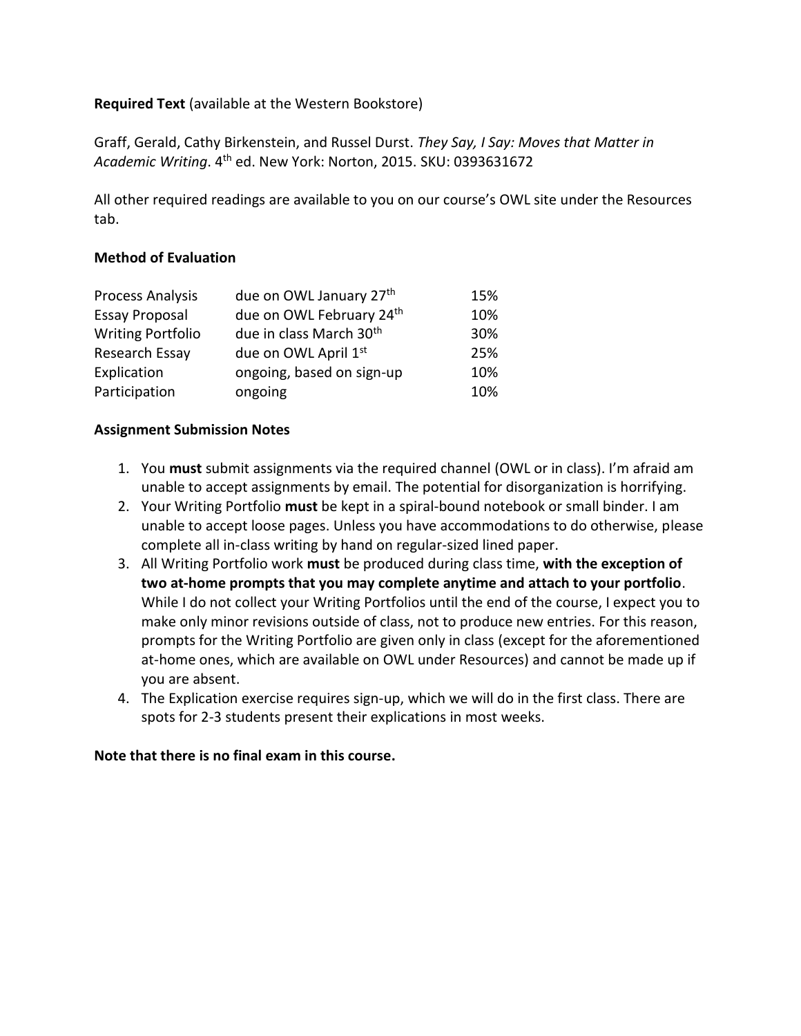**Required Text** (available at the Western Bookstore)

Graff, Gerald, Cathy Birkenstein, and Russel Durst. *They Say, I Say: Moves that Matter in Academic Writing*. 4th ed. New York: Norton, 2015. SKU: 0393631672

All other required readings are available to you on our course's OWL site under the Resources tab.

**Method of Evaluation**

| | | |
|---|---|---|
| Process Analysis | due on OWL January 27th | 15% |
| Essay Proposal | due on OWL February 24th | 10% |
| Writing Portfolio | due in class March 30th | 30% |
| Research Essay | due on OWL April 1st | 25% |
| Explication | ongoing, based on sign-up | 10% |
| Participation | ongoing | 10% |

**Assignment Submission Notes**

1. You **must** submit assignments via the required channel (OWL or in class). I'm afraid am unable to accept assignments by email. The potential for disorganization is horrifying.
2. Your Writing Portfolio **must** be kept in a spiral-bound notebook or small binder. I am unable to accept loose pages. Unless you have accommodations to do otherwise, please complete all in-class writing by hand on regular-sized lined paper.
3. All Writing Portfolio work **must** be produced during class time, **with the exception of two at-home prompts that you may complete anytime and attach to your portfolio**. While I do not collect your Writing Portfolios until the end of the course, I expect you to make only minor revisions outside of class, not to produce new entries. For this reason, prompts for the Writing Portfolio are given only in class (except for the aforementioned at-home ones, which are available on OWL under Resources) and cannot be made up if you are absent.
4. The Explication exercise requires sign-up, which we will do in the first class. There are spots for 2-3 students present their explications in most weeks.

**Note that there is no final exam in this course.**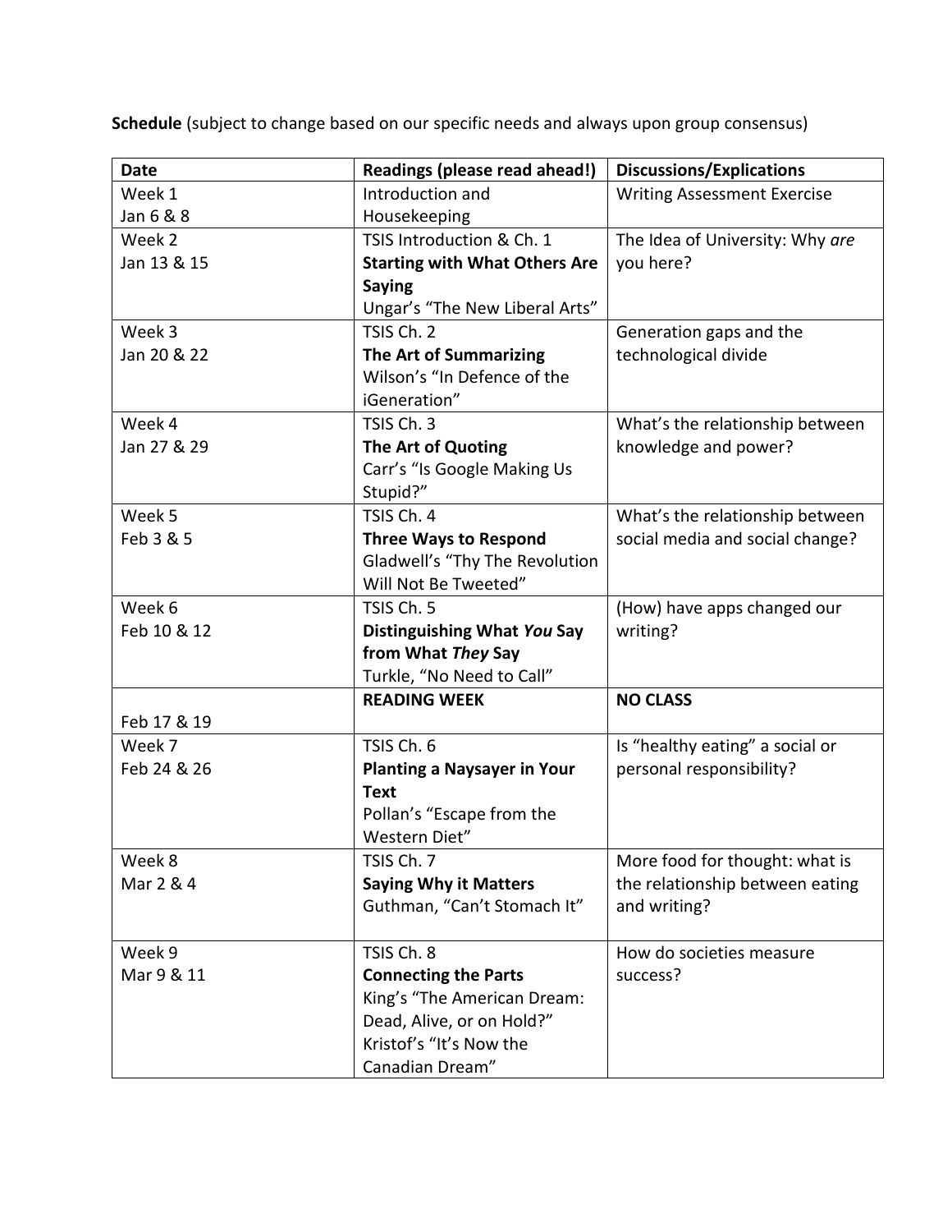**Schedule** (subject to change based on our specific needs and always upon group consensus)

| Date | Readings (please read ahead!) | Discussions/Explications |
|---|---|---|
| Week 1<br>Jan 6 & 8 | Introduction and Housekeeping | Writing Assessment Exercise |
| Week 2<br>Jan 13 & 15 | TSIS Introduction & Ch. 1<br>**Starting with What Others Are Saying**<br>Ungar's "The New Liberal Arts" | The Idea of University: Why *are* you here? |
| Week 3<br>Jan 20 & 22 | TSIS Ch. 2<br>**The Art of Summarizing**<br>Wilson's "In Defence of the iGeneration" | Generation gaps and the technological divide |
| Week 4<br>Jan 27 & 29 | TSIS Ch. 3<br>**The Art of Quoting**<br>Carr's "Is Google Making Us Stupid?" | What's the relationship between knowledge and power? |
| Week 5<br>Feb 3 & 5 | TSIS Ch. 4<br>**Three Ways to Respond**<br>Gladwell's "Thy The Revolution Will Not Be Tweeted" | What's the relationship between social media and social change? |
| Week 6<br>Feb 10 & 12 | TSIS Ch. 5<br>**Distinguishing What *You* Say from What *They* Say**<br>Turkle, "No Need to Call" | (How) have apps changed our writing? |
| Feb 17 & 19 | **READING WEEK** | **NO CLASS** |
| Week 7<br>Feb 24 & 26 | TSIS Ch. 6<br>**Planting a Naysayer in Your Text**<br>Pollan's "Escape from the Western Diet" | Is "healthy eating" a social or personal responsibility? |
| Week 8<br>Mar 2 & 4 | TSIS Ch. 7<br>**Saying Why it Matters**<br>Guthman, "Can't Stomach It" | More food for thought: what is the relationship between eating and writing? |
| Week 9<br>Mar 9 & 11 | TSIS Ch. 8<br>**Connecting the Parts**<br>King's "The American Dream: Dead, Alive, or on Hold?"<br>Kristof's "It's Now the Canadian Dream" | How do societies measure success? |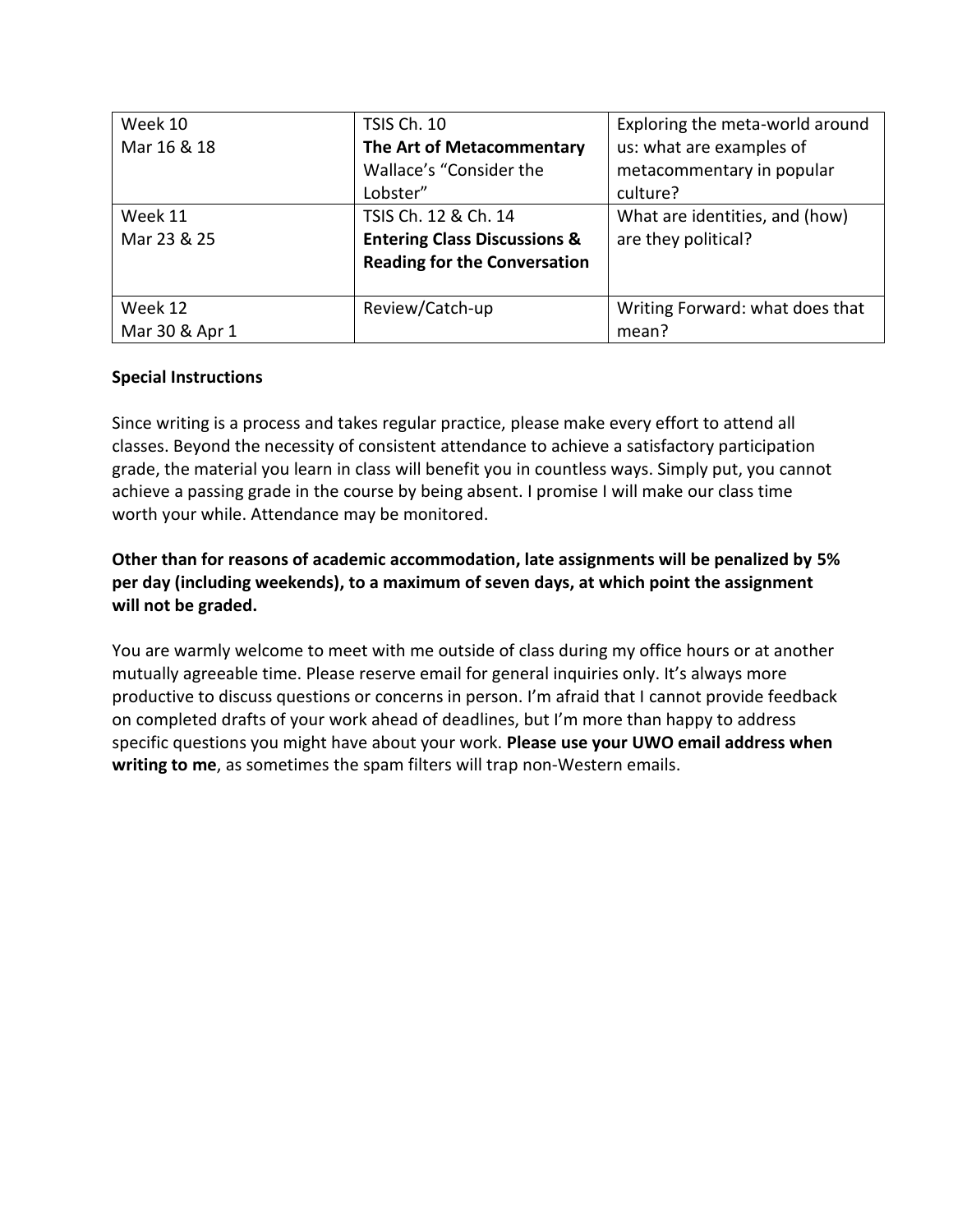| | | |
|---|---|---|
| Week 10<br>Mar 16 & 18 | TSIS Ch. 10<br>**The Art of Metacommentary**<br>Wallace's "Consider the Lobster" | Exploring the meta-world around us: what are examples of metacommentary in popular culture? |
| Week 11<br>Mar 23 & 25 | TSIS Ch. 12 & Ch. 14<br>**Entering Class Discussions & Reading for the Conversation** | What are identities, and (how) are they political? |
| Week 12<br>Mar 30 & Apr 1 | Review/Catch-up | Writing Forward: what does that mean? |

**Special Instructions**

Since writing is a process and takes regular practice, please make every effort to attend all classes. Beyond the necessity of consistent attendance to achieve a satisfactory participation grade, the material you learn in class will benefit you in countless ways. Simply put, you cannot achieve a passing grade in the course by being absent. I promise I will make our class time worth your while. Attendance may be monitored.

**Other than for reasons of academic accommodation, late assignments will be penalized by 5% per day (including weekends), to a maximum of seven days, at which point the assignment will not be graded.**

You are warmly welcome to meet with me outside of class during my office hours or at another mutually agreeable time. Please reserve email for general inquiries only. It's always more productive to discuss questions or concerns in person. I'm afraid that I cannot provide feedback on completed drafts of your work ahead of deadlines, but I'm more than happy to address specific questions you might have about your work. **Please use your UWO email address when writing to me**, as sometimes the spam filters will trap non-Western emails.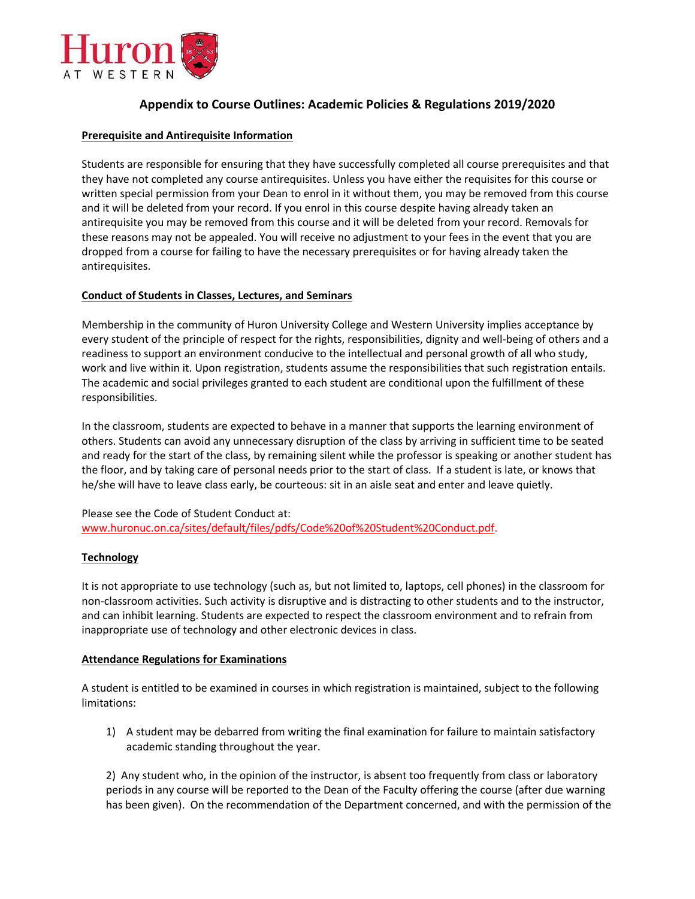# Appendix to Course Outlines: Academic Policies & Regulations 2019/2020

## Prerequisite and Antirequisite Information

Students are responsible for ensuring that they have successfully completed all course prerequisites and that they have not completed any course antirequisites. Unless you have either the requisites for this course or written special permission from your Dean to enrol in it without them, you may be removed from this course and it will be deleted from your record. If you enrol in this course despite having already taken an antirequisite you may be removed from this course and it will be deleted from your record. Removals for these reasons may not be appealed. You will receive no adjustment to your fees in the event that you are dropped from a course for failing to have the necessary prerequisites or for having already taken the antirequisites.

## Conduct of Students in Classes, Lectures, and Seminars

Membership in the community of Huron University College and Western University implies acceptance by every student of the principle of respect for the rights, responsibilities, dignity and well-being of others and a readiness to support an environment conducive to the intellectual and personal growth of all who study, work and live within it. Upon registration, students assume the responsibilities that such registration entails. The academic and social privileges granted to each student are conditional upon the fulfillment of these responsibilities.

In the classroom, students are expected to behave in a manner that supports the learning environment of others. Students can avoid any unnecessary disruption of the class by arriving in sufficient time to be seated and ready for the start of the class, by remaining silent while the professor is speaking or another student has the floor, and by taking care of personal needs prior to the start of class. If a student is late, or knows that he/she will have to leave class early, be courteous: sit in an aisle seat and enter and leave quietly.

Please see the Code of Student Conduct at: www.huronuc.on.ca/sites/default/files/pdfs/Code%20of%20Student%20Conduct.pdf.

## Technology

It is not appropriate to use technology (such as, but not limited to, laptops, cell phones) in the classroom for non-classroom activities. Such activity is disruptive and is distracting to other students and to the instructor, and can inhibit learning. Students are expected to respect the classroom environment and to refrain from inappropriate use of technology and other electronic devices in class.

## Attendance Regulations for Examinations

A student is entitled to be examined in courses in which registration is maintained, subject to the following limitations:

1) A student may be debarred from writing the final examination for failure to maintain satisfactory academic standing throughout the year.

2) Any student who, in the opinion of the instructor, is absent too frequently from class or laboratory periods in any course will be reported to the Dean of the Faculty offering the course (after due warning has been given). On the recommendation of the Department concerned, and with the permission of the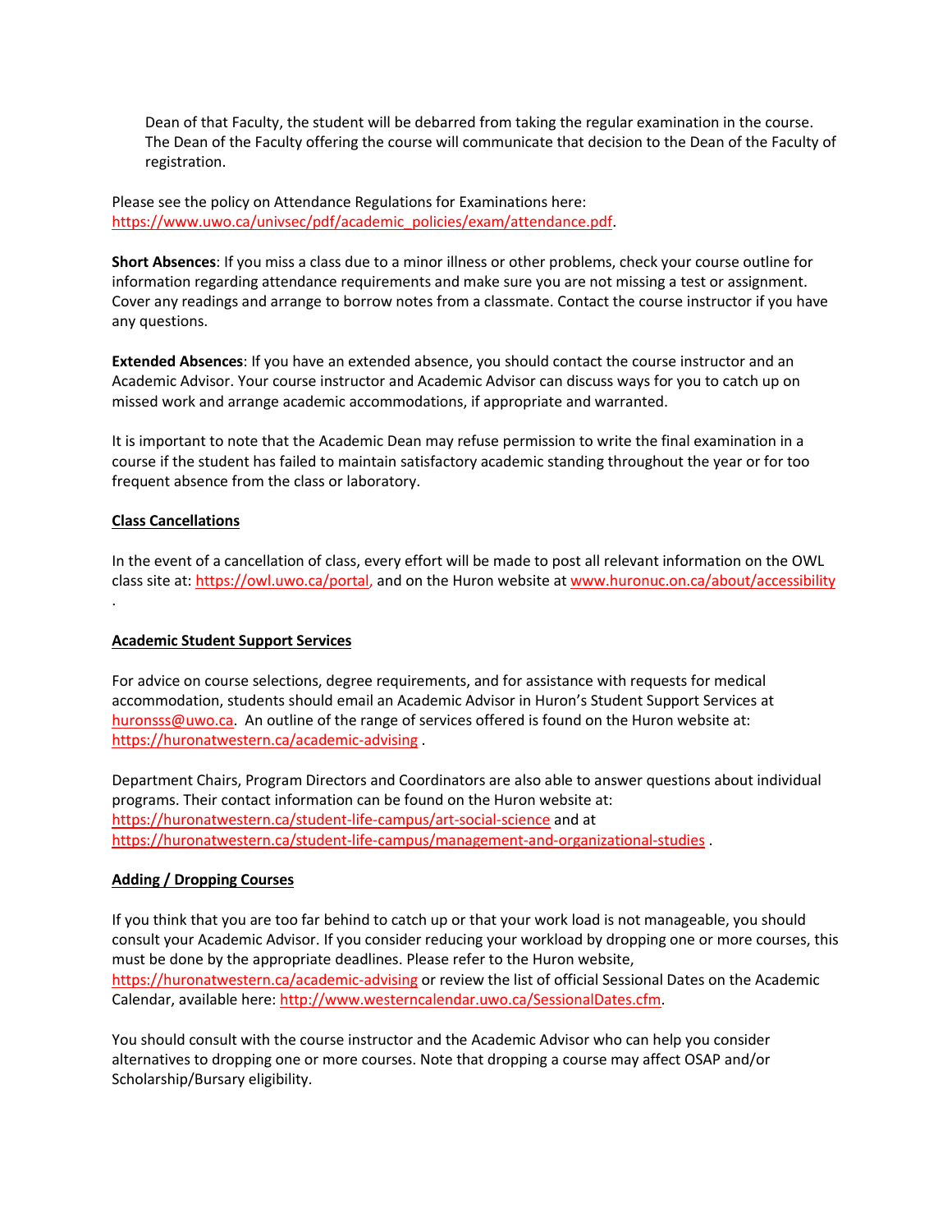Dean of that Faculty, the student will be debarred from taking the regular examination in the course. The Dean of the Faculty offering the course will communicate that decision to the Dean of the Faculty of registration.

Please see the policy on Attendance Regulations for Examinations here: https://www.uwo.ca/univsec/pdf/academic_policies/exam/attendance.pdf.

**Short Absences**: If you miss a class due to a minor illness or other problems, check your course outline for information regarding attendance requirements and make sure you are not missing a test or assignment. Cover any readings and arrange to borrow notes from a classmate. Contact the course instructor if you have any questions.

**Extended Absences**: If you have an extended absence, you should contact the course instructor and an Academic Advisor. Your course instructor and Academic Advisor can discuss ways for you to catch up on missed work and arrange academic accommodations, if appropriate and warranted.

It is important to note that the Academic Dean may refuse permission to write the final examination in a course if the student has failed to maintain satisfactory academic standing throughout the year or for too frequent absence from the class or laboratory.

**Class Cancellations**

In the event of a cancellation of class, every effort will be made to post all relevant information on the OWL class site at: https://owl.uwo.ca/portal, and on the Huron website at www.huronuc.on.ca/about/accessibility .

**Academic Student Support Services**

For advice on course selections, degree requirements, and for assistance with requests for medical accommodation, students should email an Academic Advisor in Huron's Student Support Services at huronsss@uwo.ca. An outline of the range of services offered is found on the Huron website at: https://huronatwestern.ca/academic-advising .

Department Chairs, Program Directors and Coordinators are also able to answer questions about individual programs. Their contact information can be found on the Huron website at: https://huronatwestern.ca/student-life-campus/art-social-science and at https://huronatwestern.ca/student-life-campus/management-and-organizational-studies .

**Adding / Dropping Courses**

If you think that you are too far behind to catch up or that your work load is not manageable, you should consult your Academic Advisor. If you consider reducing your workload by dropping one or more courses, this must be done by the appropriate deadlines. Please refer to the Huron website, https://huronatwestern.ca/academic-advising or review the list of official Sessional Dates on the Academic Calendar, available here: http://www.westerncalendar.uwo.ca/SessionalDates.cfm.

You should consult with the course instructor and the Academic Advisor who can help you consider alternatives to dropping one or more courses. Note that dropping a course may affect OSAP and/or Scholarship/Bursary eligibility.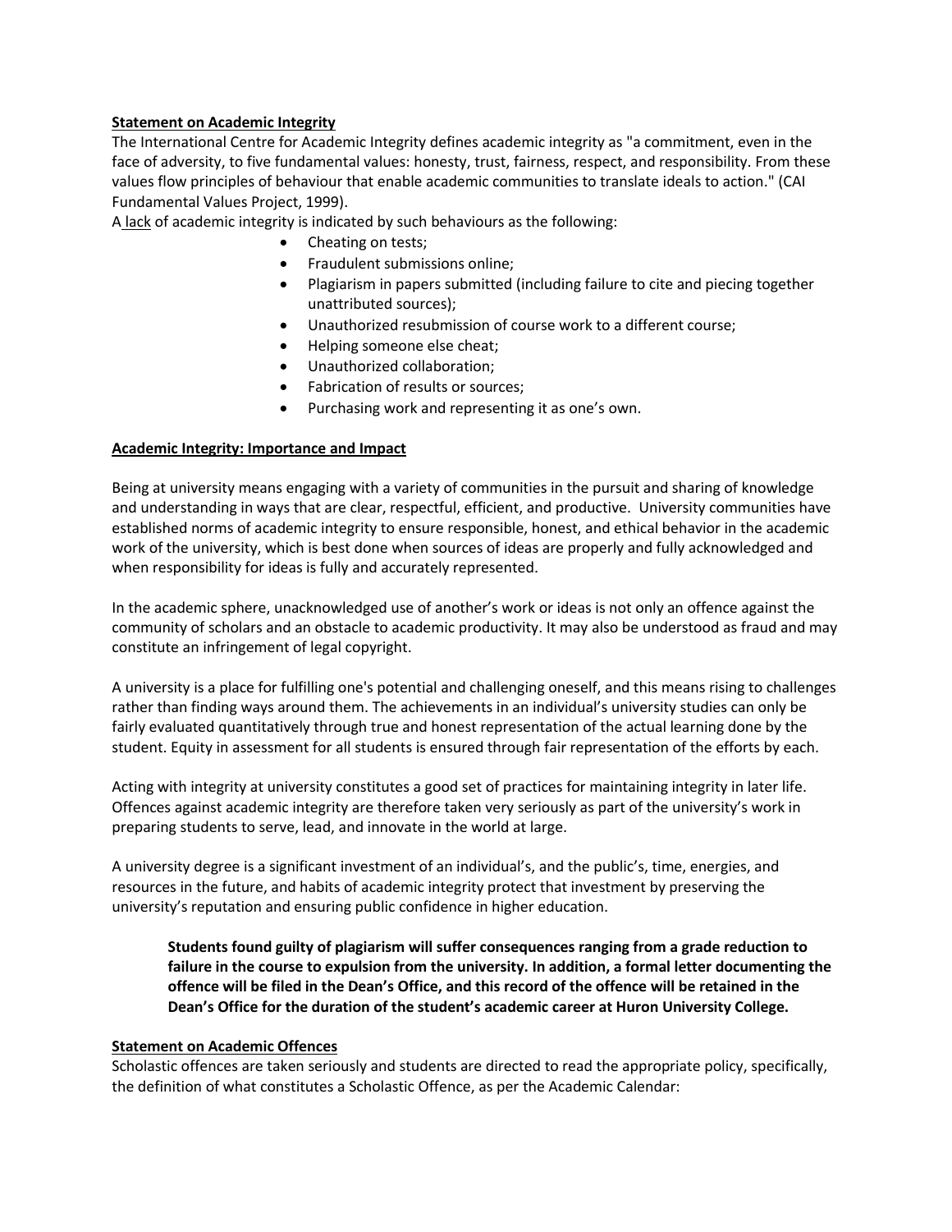**Statement on Academic Integrity**

The International Centre for Academic Integrity defines academic integrity as "a commitment, even in the face of adversity, to five fundamental values: honesty, trust, fairness, respect, and responsibility. From these values flow principles of behaviour that enable academic communities to translate ideals to action." (CAI Fundamental Values Project, 1999).

A lack of academic integrity is indicated by such behaviours as the following:

- Cheating on tests;
- Fraudulent submissions online;
- Plagiarism in papers submitted (including failure to cite and piecing together unattributed sources);
- Unauthorized resubmission of course work to a different course;
- Helping someone else cheat;
- Unauthorized collaboration;
- Fabrication of results or sources;
- Purchasing work and representing it as one's own.

**Academic Integrity: Importance and Impact**

Being at university means engaging with a variety of communities in the pursuit and sharing of knowledge and understanding in ways that are clear, respectful, efficient, and productive. University communities have established norms of academic integrity to ensure responsible, honest, and ethical behavior in the academic work of the university, which is best done when sources of ideas are properly and fully acknowledged and when responsibility for ideas is fully and accurately represented.

In the academic sphere, unacknowledged use of another's work or ideas is not only an offence against the community of scholars and an obstacle to academic productivity. It may also be understood as fraud and may constitute an infringement of legal copyright.

A university is a place for fulfilling one's potential and challenging oneself, and this means rising to challenges rather than finding ways around them. The achievements in an individual's university studies can only be fairly evaluated quantitatively through true and honest representation of the actual learning done by the student. Equity in assessment for all students is ensured through fair representation of the efforts by each.

Acting with integrity at university constitutes a good set of practices for maintaining integrity in later life. Offences against academic integrity are therefore taken very seriously as part of the university's work in preparing students to serve, lead, and innovate in the world at large.

A university degree is a significant investment of an individual's, and the public's, time, energies, and resources in the future, and habits of academic integrity protect that investment by preserving the university's reputation and ensuring public confidence in higher education.

> **Students found guilty of plagiarism will suffer consequences ranging from a grade reduction to failure in the course to expulsion from the university. In addition, a formal letter documenting the offence will be filed in the Dean's Office, and this record of the offence will be retained in the Dean's Office for the duration of the student's academic career at Huron University College.**

**Statement on Academic Offences**

Scholastic offences are taken seriously and students are directed to read the appropriate policy, specifically, the definition of what constitutes a Scholastic Offence, as per the Academic Calendar: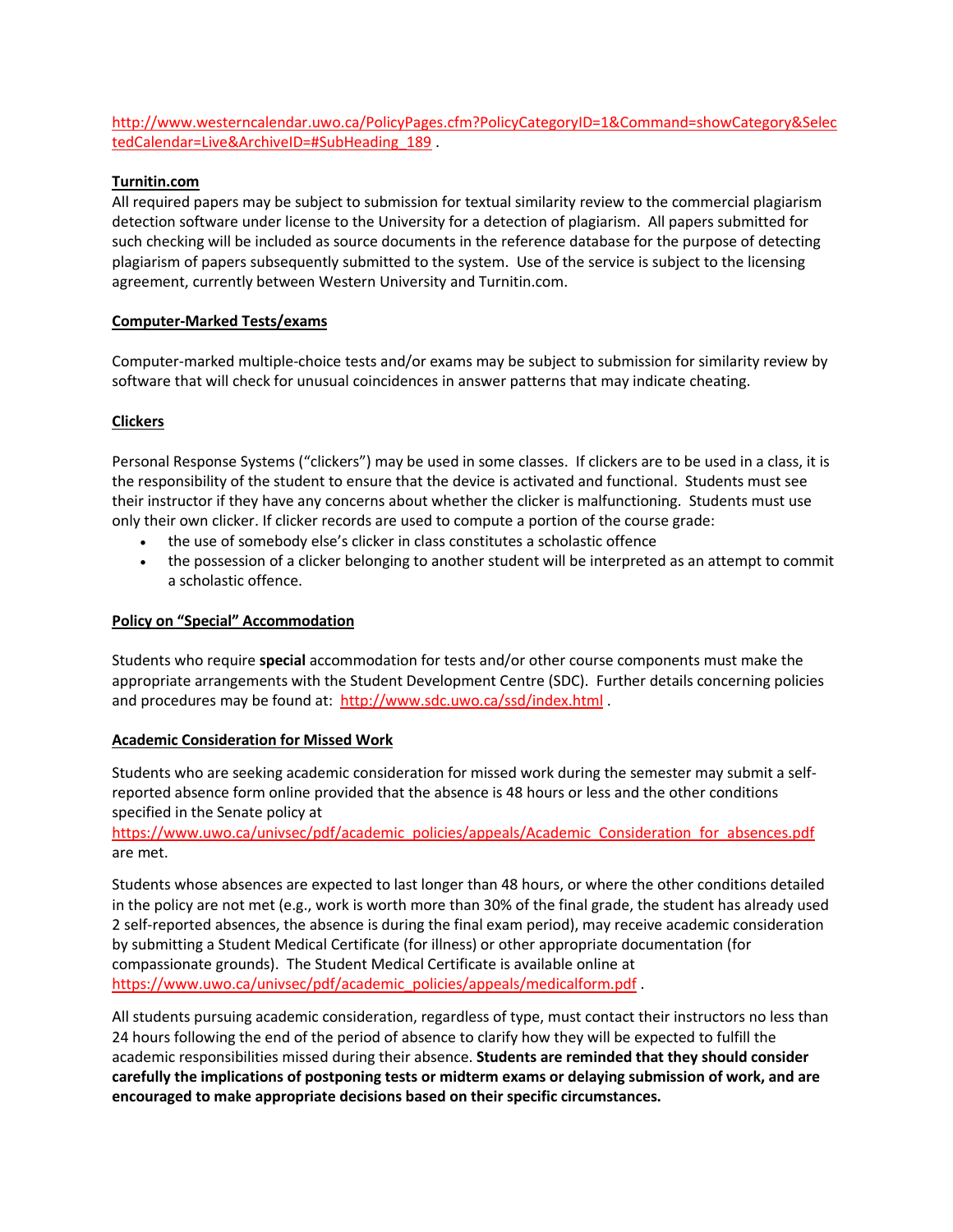http://www.westerncalendar.uwo.ca/PolicyPages.cfm?PolicyCategoryID=1&Command=showCategory&SelectedCalendar=Live&ArchiveID=#SubHeading_189 .

**Turnitin.com**

All required papers may be subject to submission for textual similarity review to the commercial plagiarism detection software under license to the University for a detection of plagiarism. All papers submitted for such checking will be included as source documents in the reference database for the purpose of detecting plagiarism of papers subsequently submitted to the system. Use of the service is subject to the licensing agreement, currently between Western University and Turnitin.com.

**Computer-Marked Tests/exams**

Computer-marked multiple-choice tests and/or exams may be subject to submission for similarity review by software that will check for unusual coincidences in answer patterns that may indicate cheating.

**Clickers**

Personal Response Systems ("clickers") may be used in some classes. If clickers are to be used in a class, it is the responsibility of the student to ensure that the device is activated and functional. Students must see their instructor if they have any concerns about whether the clicker is malfunctioning. Students must use only their own clicker. If clicker records are used to compute a portion of the course grade:

- the use of somebody else's clicker in class constitutes a scholastic offence
- the possession of a clicker belonging to another student will be interpreted as an attempt to commit a scholastic offence.

**Policy on "Special" Accommodation**

Students who require **special** accommodation for tests and/or other course components must make the appropriate arrangements with the Student Development Centre (SDC). Further details concerning policies and procedures may be found at: http://www.sdc.uwo.ca/ssd/index.html .

**Academic Consideration for Missed Work**

Students who are seeking academic consideration for missed work during the semester may submit a self-reported absence form online provided that the absence is 48 hours or less and the other conditions specified in the Senate policy at https://www.uwo.ca/univsec/pdf/academic_policies/appeals/Academic_Consideration_for_absences.pdf are met.

Students whose absences are expected to last longer than 48 hours, or where the other conditions detailed in the policy are not met (e.g., work is worth more than 30% of the final grade, the student has already used 2 self-reported absences, the absence is during the final exam period), may receive academic consideration by submitting a Student Medical Certificate (for illness) or other appropriate documentation (for compassionate grounds). The Student Medical Certificate is available online at https://www.uwo.ca/univsec/pdf/academic_policies/appeals/medicalform.pdf .

All students pursuing academic consideration, regardless of type, must contact their instructors no less than 24 hours following the end of the period of absence to clarify how they will be expected to fulfill the academic responsibilities missed during their absence. **Students are reminded that they should consider carefully the implications of postponing tests or midterm exams or delaying submission of work, and are encouraged to make appropriate decisions based on their specific circumstances.**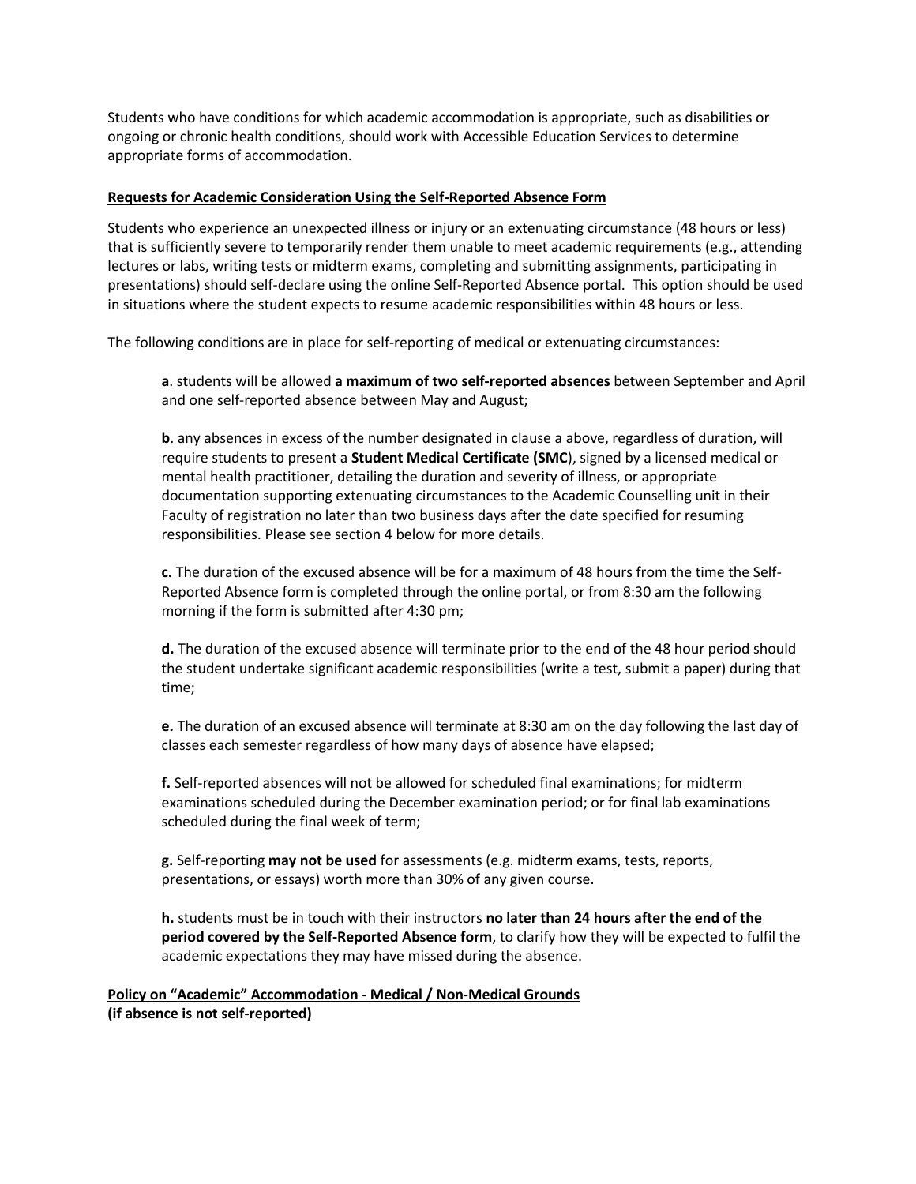Students who have conditions for which academic accommodation is appropriate, such as disabilities or ongoing or chronic health conditions, should work with Accessible Education Services to determine appropriate forms of accommodation.

**Requests for Academic Consideration Using the Self-Reported Absence Form**

Students who experience an unexpected illness or injury or an extenuating circumstance (48 hours or less) that is sufficiently severe to temporarily render them unable to meet academic requirements (e.g., attending lectures or labs, writing tests or midterm exams, completing and submitting assignments, participating in presentations) should self-declare using the online Self-Reported Absence portal. This option should be used in situations where the student expects to resume academic responsibilities within 48 hours or less.

The following conditions are in place for self-reporting of medical or extenuating circumstances:

> **a**. students will be allowed **a maximum of two self-reported absences** between September and April and one self-reported absence between May and August;
>
> **b**. any absences in excess of the number designated in clause a above, regardless of duration, will require students to present a **Student Medical Certificate (SMC**), signed by a licensed medical or mental health practitioner, detailing the duration and severity of illness, or appropriate documentation supporting extenuating circumstances to the Academic Counselling unit in their Faculty of registration no later than two business days after the date specified for resuming responsibilities. Please see section 4 below for more details.
>
> **c.** The duration of the excused absence will be for a maximum of 48 hours from the time the Self-Reported Absence form is completed through the online portal, or from 8:30 am the following morning if the form is submitted after 4:30 pm;
>
> **d.** The duration of the excused absence will terminate prior to the end of the 48 hour period should the student undertake significant academic responsibilities (write a test, submit a paper) during that time;
>
> **e.** The duration of an excused absence will terminate at 8:30 am on the day following the last day of classes each semester regardless of how many days of absence have elapsed;
>
> **f.** Self-reported absences will not be allowed for scheduled final examinations; for midterm examinations scheduled during the December examination period; or for final lab examinations scheduled during the final week of term;
>
> **g.** Self-reporting **may not be used** for assessments (e.g. midterm exams, tests, reports, presentations, or essays) worth more than 30% of any given course.
>
> **h.** students must be in touch with their instructors **no later than 24 hours after the end of the period covered by the Self-Reported Absence form**, to clarify how they will be expected to fulfil the academic expectations they may have missed during the absence.

**Policy on "Academic" Accommodation - Medical / Non-Medical Grounds (if absence is not self-reported)**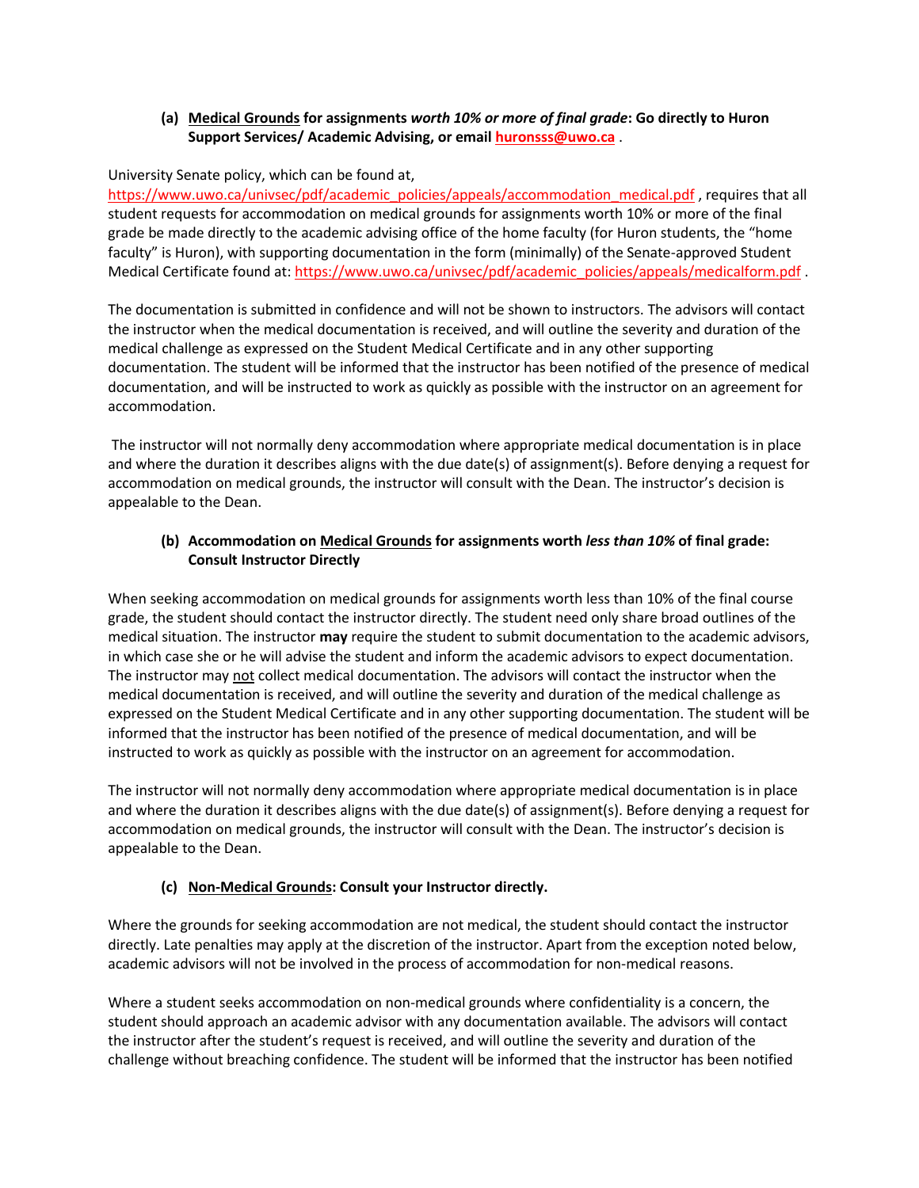**(a) <u>Medical Grounds</u> for assignments *worth 10% or more of final grade*: Go directly to Huron Support Services/ Academic Advising, or email huronsss@uwo.ca .**

University Senate policy, which can be found at, https://www.uwo.ca/univsec/pdf/academic_policies/appeals/accommodation_medical.pdf , requires that all student requests for accommodation on medical grounds for assignments worth 10% or more of the final grade be made directly to the academic advising office of the home faculty (for Huron students, the "home faculty" is Huron), with supporting documentation in the form (minimally) of the Senate-approved Student Medical Certificate found at: https://www.uwo.ca/univsec/pdf/academic_policies/appeals/medicalform.pdf .

The documentation is submitted in confidence and will not be shown to instructors. The advisors will contact the instructor when the medical documentation is received, and will outline the severity and duration of the medical challenge as expressed on the Student Medical Certificate and in any other supporting documentation. The student will be informed that the instructor has been notified of the presence of medical documentation, and will be instructed to work as quickly as possible with the instructor on an agreement for accommodation.

The instructor will not normally deny accommodation where appropriate medical documentation is in place and where the duration it describes aligns with the due date(s) of assignment(s). Before denying a request for accommodation on medical grounds, the instructor will consult with the Dean. The instructor's decision is appealable to the Dean.

**(b) Accommodation on <u>Medical Grounds</u> for assignments worth *less than 10%* of final grade: Consult Instructor Directly**

When seeking accommodation on medical grounds for assignments worth less than 10% of the final course grade, the student should contact the instructor directly. The student need only share broad outlines of the medical situation. The instructor **may** require the student to submit documentation to the academic advisors, in which case she or he will advise the student and inform the academic advisors to expect documentation. The instructor may <u>not</u> collect medical documentation. The advisors will contact the instructor when the medical documentation is received, and will outline the severity and duration of the medical challenge as expressed on the Student Medical Certificate and in any other supporting documentation. The student will be informed that the instructor has been notified of the presence of medical documentation, and will be instructed to work as quickly as possible with the instructor on an agreement for accommodation.

The instructor will not normally deny accommodation where appropriate medical documentation is in place and where the duration it describes aligns with the due date(s) of assignment(s). Before denying a request for accommodation on medical grounds, the instructor will consult with the Dean. The instructor's decision is appealable to the Dean.

**(c) <u>Non-Medical Grounds</u>: Consult your Instructor directly.**

Where the grounds for seeking accommodation are not medical, the student should contact the instructor directly. Late penalties may apply at the discretion of the instructor. Apart from the exception noted below, academic advisors will not be involved in the process of accommodation for non-medical reasons.

Where a student seeks accommodation on non-medical grounds where confidentiality is a concern, the student should approach an academic advisor with any documentation available. The advisors will contact the instructor after the student's request is received, and will outline the severity and duration of the challenge without breaching confidence. The student will be informed that the instructor has been notified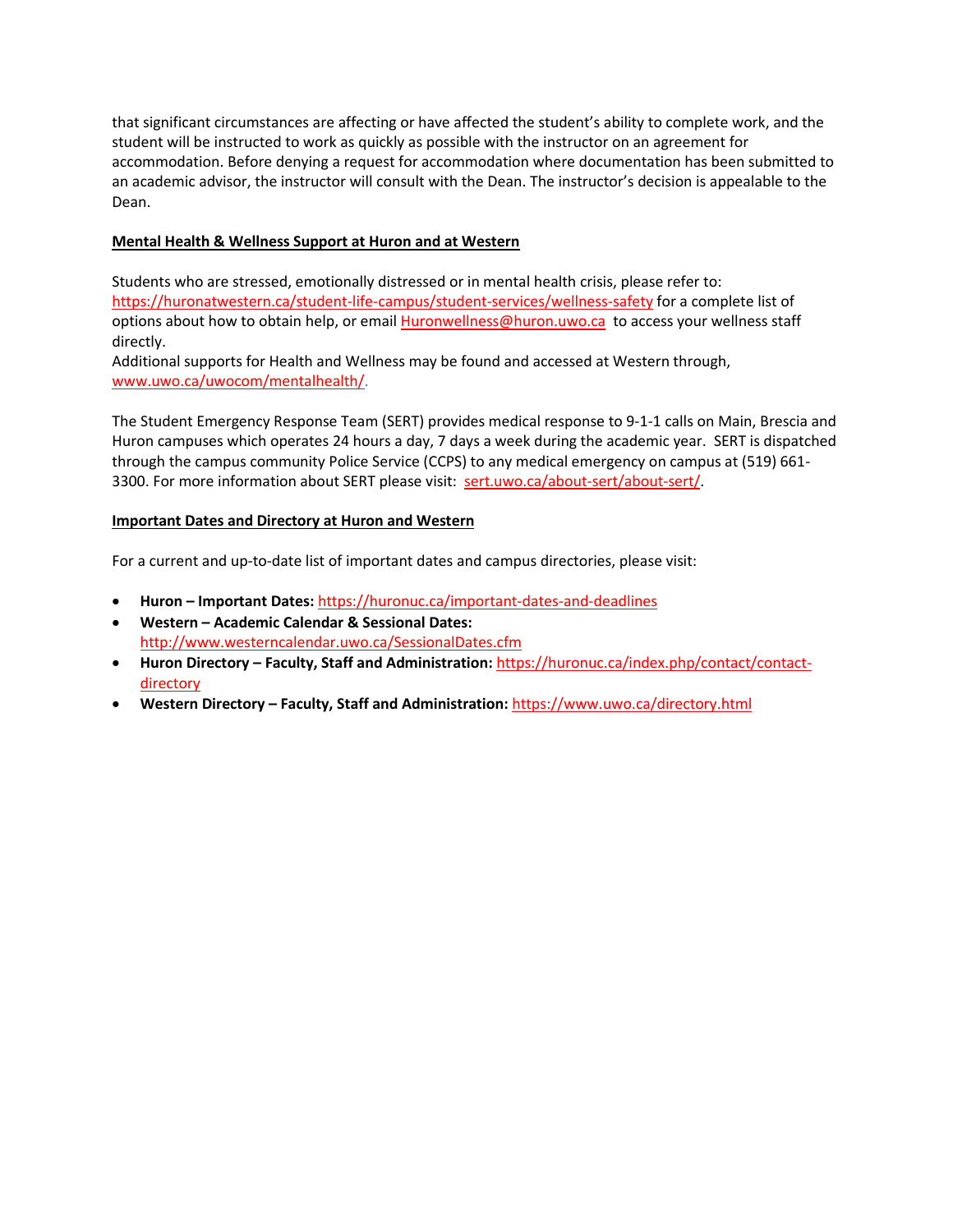that significant circumstances are affecting or have affected the student's ability to complete work, and the student will be instructed to work as quickly as possible with the instructor on an agreement for accommodation. Before denying a request for accommodation where documentation has been submitted to an academic advisor, the instructor will consult with the Dean. The instructor's decision is appealable to the Dean.

**Mental Health & Wellness Support at Huron and at Western**

Students who are stressed, emotionally distressed or in mental health crisis, please refer to: https://huronatwestern.ca/student-life-campus/student-services/wellness-safety for a complete list of options about how to obtain help, or email Huronwellness@huron.uwo.ca to access your wellness staff directly.
Additional supports for Health and Wellness may be found and accessed at Western through, www.uwo.ca/uwocom/mentalhealth/.

The Student Emergency Response Team (SERT) provides medical response to 9-1-1 calls on Main, Brescia and Huron campuses which operates 24 hours a day, 7 days a week during the academic year. SERT is dispatched through the campus community Police Service (CCPS) to any medical emergency on campus at (519) 661-3300. For more information about SERT please visit: sert.uwo.ca/about-sert/about-sert/.

**Important Dates and Directory at Huron and Western**

For a current and up-to-date list of important dates and campus directories, please visit:

- **Huron – Important Dates:** https://huronuc.ca/important-dates-and-deadlines
- **Western – Academic Calendar & Sessional Dates:** http://www.westerncalendar.uwo.ca/SessionalDates.cfm
- **Huron Directory – Faculty, Staff and Administration:** https://huronuc.ca/index.php/contact/contact-directory
- **Western Directory – Faculty, Staff and Administration:** https://www.uwo.ca/directory.html